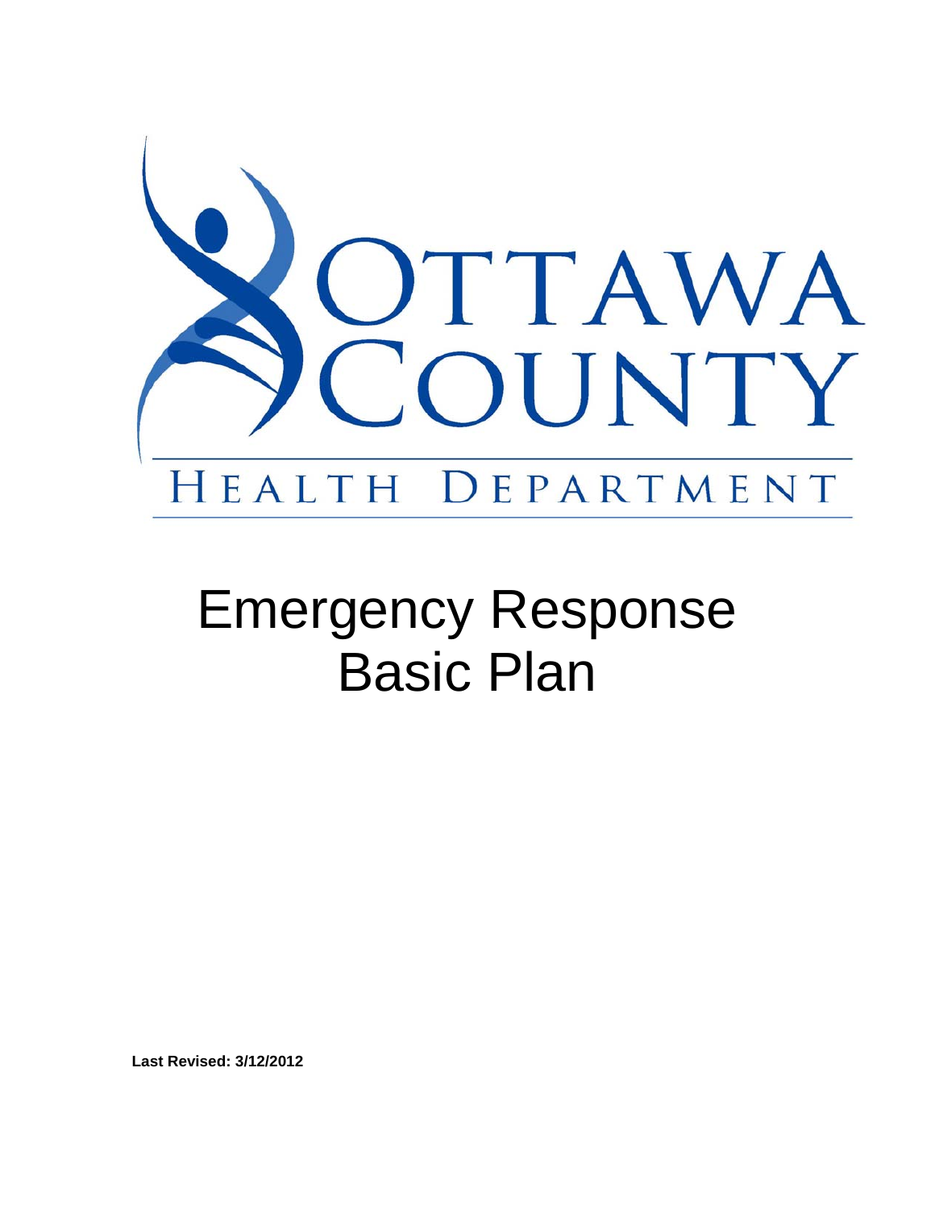OTTAWA COUNTY

HEALTH DEPARTMENT

# Emergency Response Basic Plan

**Last Revised: 3/12/2012**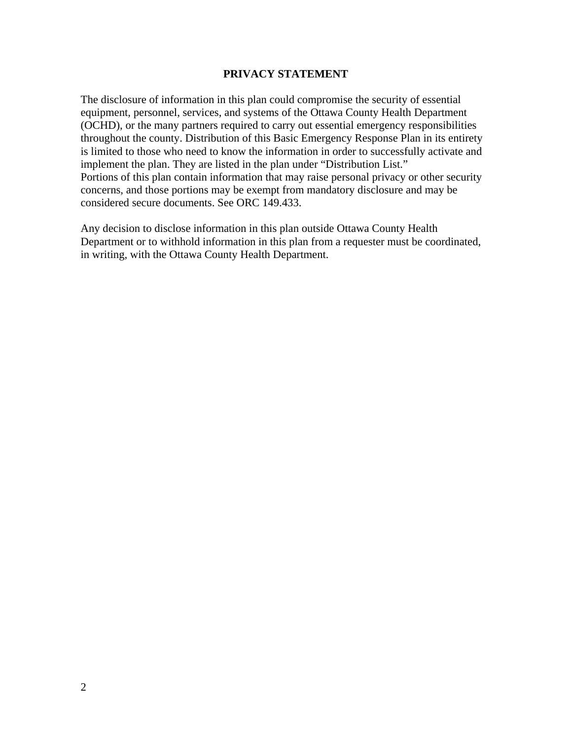**PRIVACY STATEMENT**

The disclosure of information in this plan could compromise the security of essential equipment, personnel, services, and systems of the Ottawa County Health Department (OCHD), or the many partners required to carry out essential emergency responsibilities throughout the county. Distribution of this Basic Emergency Response Plan in its entirety is limited to those who need to know the information in order to successfully activate and implement the plan. They are listed in the plan under "Distribution List."
Portions of this plan contain information that may raise personal privacy or other security concerns, and those portions may be exempt from mandatory disclosure and may be considered secure documents. See ORC 149.433.

Any decision to disclose information in this plan outside Ottawa County Health Department or to withhold information in this plan from a requester must be coordinated, in writing, with the Ottawa County Health Department.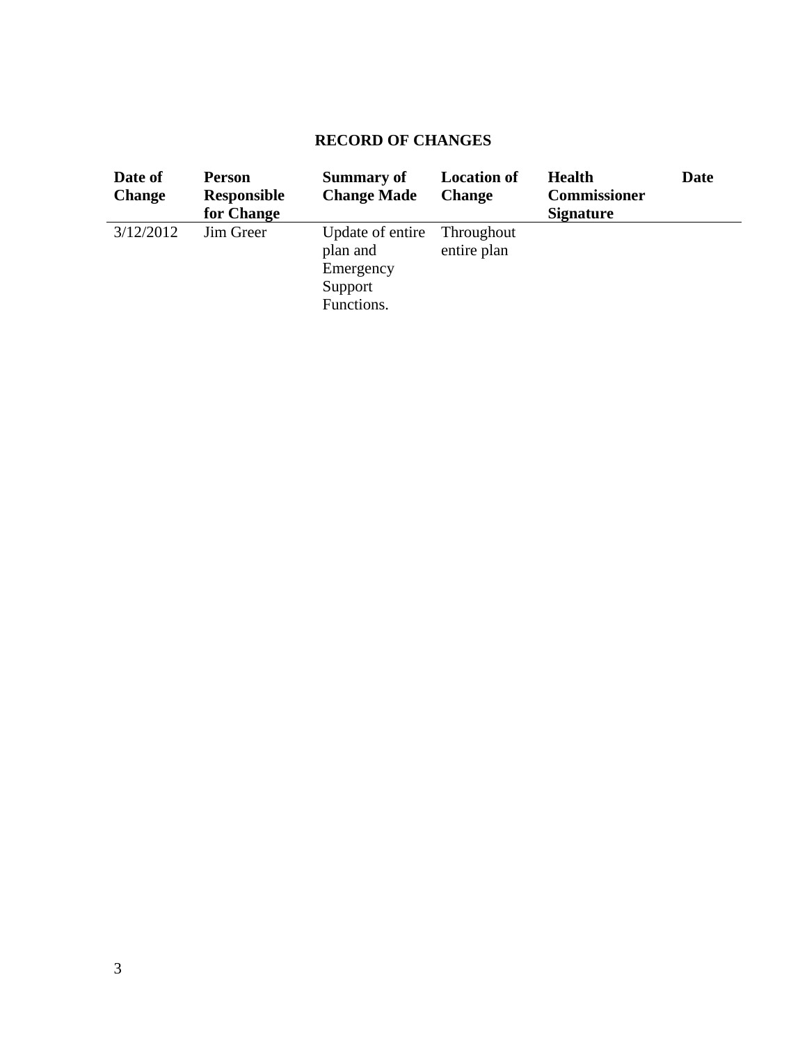# RECORD OF CHANGES

| Date of Change | Person Responsible for Change | Summary of Change Made | Location of Change | Health Commissioner Signature | Date |
|---|---|---|---|---|---|
| 3/12/2012 | Jim Greer | Update of entire plan and Emergency Support Functions. | Throughout entire plan | | |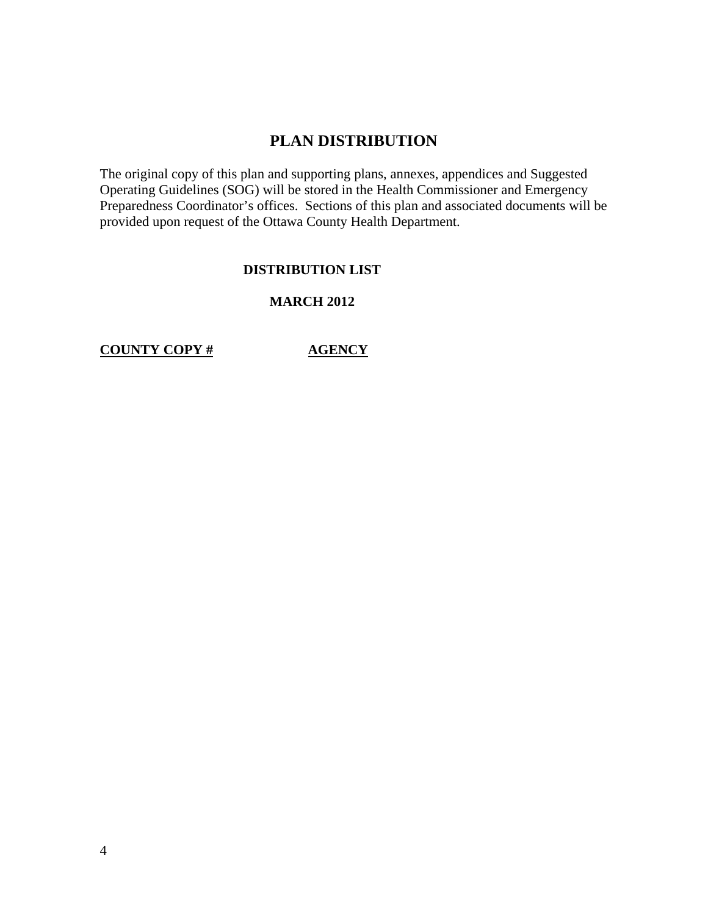# PLAN DISTRIBUTION

The original copy of this plan and supporting plans, annexes, appendices and Suggested Operating Guidelines (SOG) will be stored in the Health Commissioner and Emergency Preparedness Coordinator's offices. Sections of this plan and associated documents will be provided upon request of the Ottawa County Health Department.

## DISTRIBUTION LIST

## MARCH 2012

| COUNTY COPY # | AGENCY |
| --- | --- |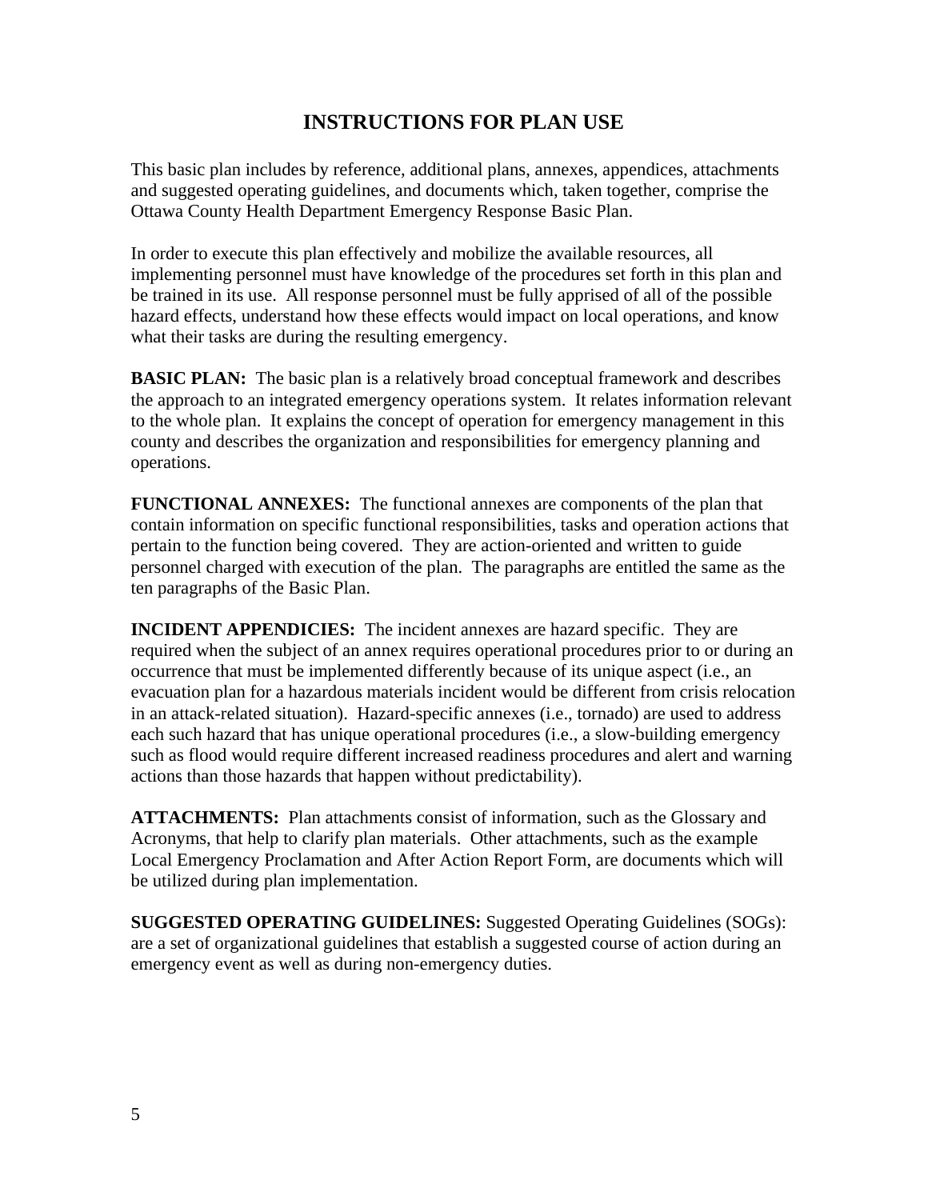# INSTRUCTIONS FOR PLAN USE

This basic plan includes by reference, additional plans, annexes, appendices, attachments and suggested operating guidelines, and documents which, taken together, comprise the Ottawa County Health Department Emergency Response Basic Plan.

In order to execute this plan effectively and mobilize the available resources, all implementing personnel must have knowledge of the procedures set forth in this plan and be trained in its use. All response personnel must be fully apprised of all of the possible hazard effects, understand how these effects would impact on local operations, and know what their tasks are during the resulting emergency.

**BASIC PLAN:** The basic plan is a relatively broad conceptual framework and describes the approach to an integrated emergency operations system. It relates information relevant to the whole plan. It explains the concept of operation for emergency management in this county and describes the organization and responsibilities for emergency planning and operations.

**FUNCTIONAL ANNEXES:** The functional annexes are components of the plan that contain information on specific functional responsibilities, tasks and operation actions that pertain to the function being covered. They are action-oriented and written to guide personnel charged with execution of the plan. The paragraphs are entitled the same as the ten paragraphs of the Basic Plan.

**INCIDENT APPENDICIES:** The incident annexes are hazard specific. They are required when the subject of an annex requires operational procedures prior to or during an occurrence that must be implemented differently because of its unique aspect (i.e., an evacuation plan for a hazardous materials incident would be different from crisis relocation in an attack-related situation). Hazard-specific annexes (i.e., tornado) are used to address each such hazard that has unique operational procedures (i.e., a slow-building emergency such as flood would require different increased readiness procedures and alert and warning actions than those hazards that happen without predictability).

**ATTACHMENTS:** Plan attachments consist of information, such as the Glossary and Acronyms, that help to clarify plan materials. Other attachments, such as the example Local Emergency Proclamation and After Action Report Form, are documents which will be utilized during plan implementation.

**SUGGESTED OPERATING GUIDELINES:** Suggested Operating Guidelines (SOGs): are a set of organizational guidelines that establish a suggested course of action during an emergency event as well as during non-emergency duties.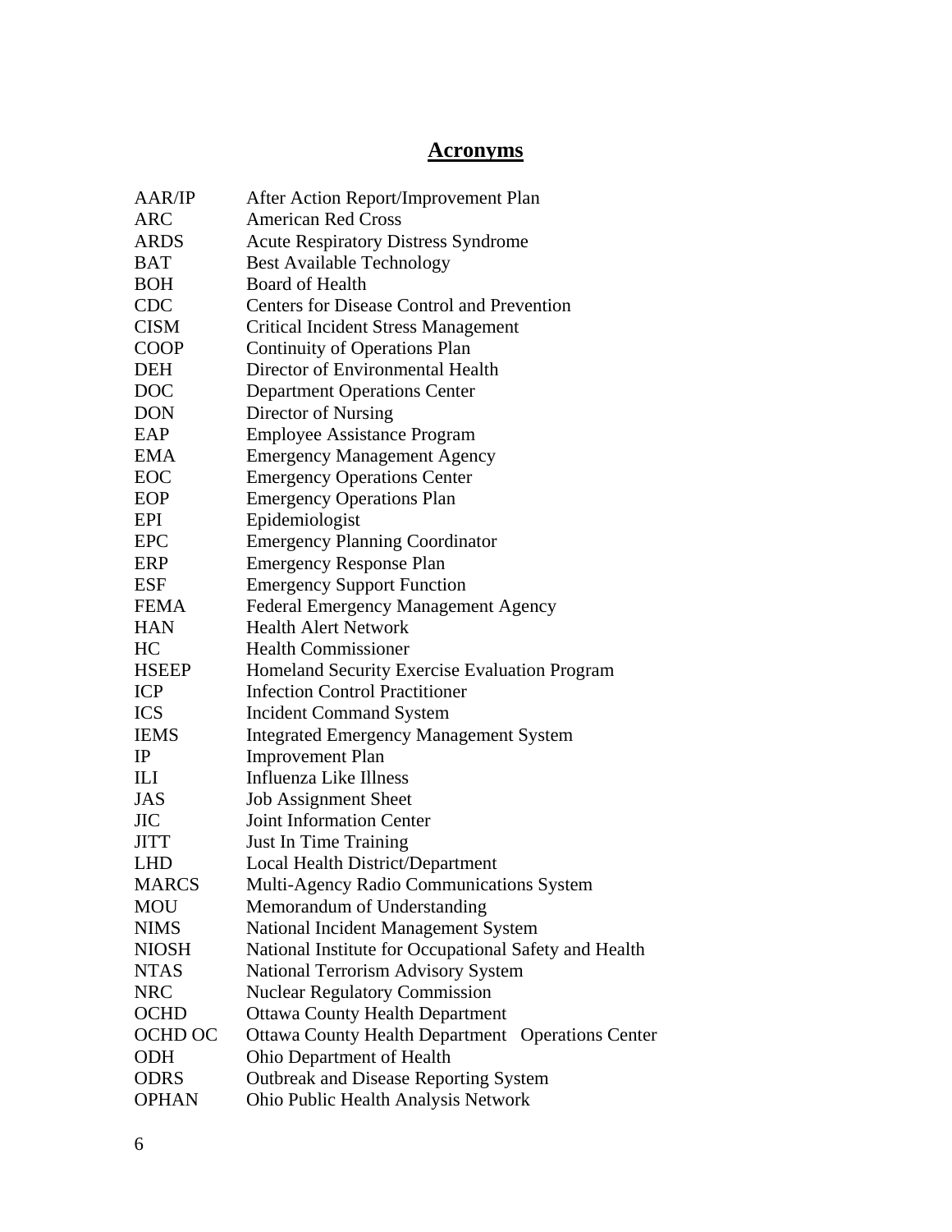# Acronyms

| | |
|---|---|
| AAR/IP | After Action Report/Improvement Plan |
| ARC | American Red Cross |
| ARDS | Acute Respiratory Distress Syndrome |
| BAT | Best Available Technology |
| BOH | Board of Health |
| CDC | Centers for Disease Control and Prevention |
| CISM | Critical Incident Stress Management |
| COOP | Continuity of Operations Plan |
| DEH | Director of Environmental Health |
| DOC | Department Operations Center |
| DON | Director of Nursing |
| EAP | Employee Assistance Program |
| EMA | Emergency Management Agency |
| EOC | Emergency Operations Center |
| EOP | Emergency Operations Plan |
| EPI | Epidemiologist |
| EPC | Emergency Planning Coordinator |
| ERP | Emergency Response Plan |
| ESF | Emergency Support Function |
| FEMA | Federal Emergency Management Agency |
| HAN | Health Alert Network |
| HC | Health Commissioner |
| HSEEP | Homeland Security Exercise Evaluation Program |
| ICP | Infection Control Practitioner |
| ICS | Incident Command System |
| IEMS | Integrated Emergency Management System |
| IP | Improvement Plan |
| ILI | Influenza Like Illness |
| JAS | Job Assignment Sheet |
| JIC | Joint Information Center |
| JITT | Just In Time Training |
| LHD | Local Health District/Department |
| MARCS | Multi-Agency Radio Communications System |
| MOU | Memorandum of Understanding |
| NIMS | National Incident Management System |
| NIOSH | National Institute for Occupational Safety and Health |
| NTAS | National Terrorism Advisory System |
| NRC | Nuclear Regulatory Commission |
| OCHD | Ottawa County Health Department |
| OCHD OC | Ottawa County Health Department Operations Center |
| ODH | Ohio Department of Health |
| ODRS | Outbreak and Disease Reporting System |
| OPHAN | Ohio Public Health Analysis Network |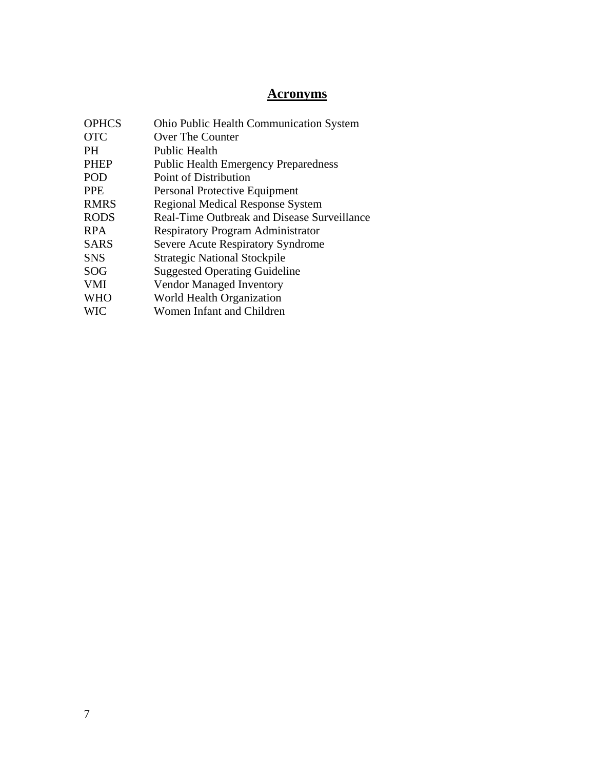## Acronyms

| | |
|---|---|
| OPHCS | Ohio Public Health Communication System |
| OTC | Over The Counter |
| PH | Public Health |
| PHEP | Public Health Emergency Preparedness |
| POD | Point of Distribution |
| PPE | Personal Protective Equipment |
| RMRS | Regional Medical Response System |
| RODS | Real-Time Outbreak and Disease Surveillance |
| RPA | Respiratory Program Administrator |
| SARS | Severe Acute Respiratory Syndrome |
| SNS | Strategic National Stockpile |
| SOG | Suggested Operating Guideline |
| VMI | Vendor Managed Inventory |
| WHO | World Health Organization |
| WIC | Women Infant and Children |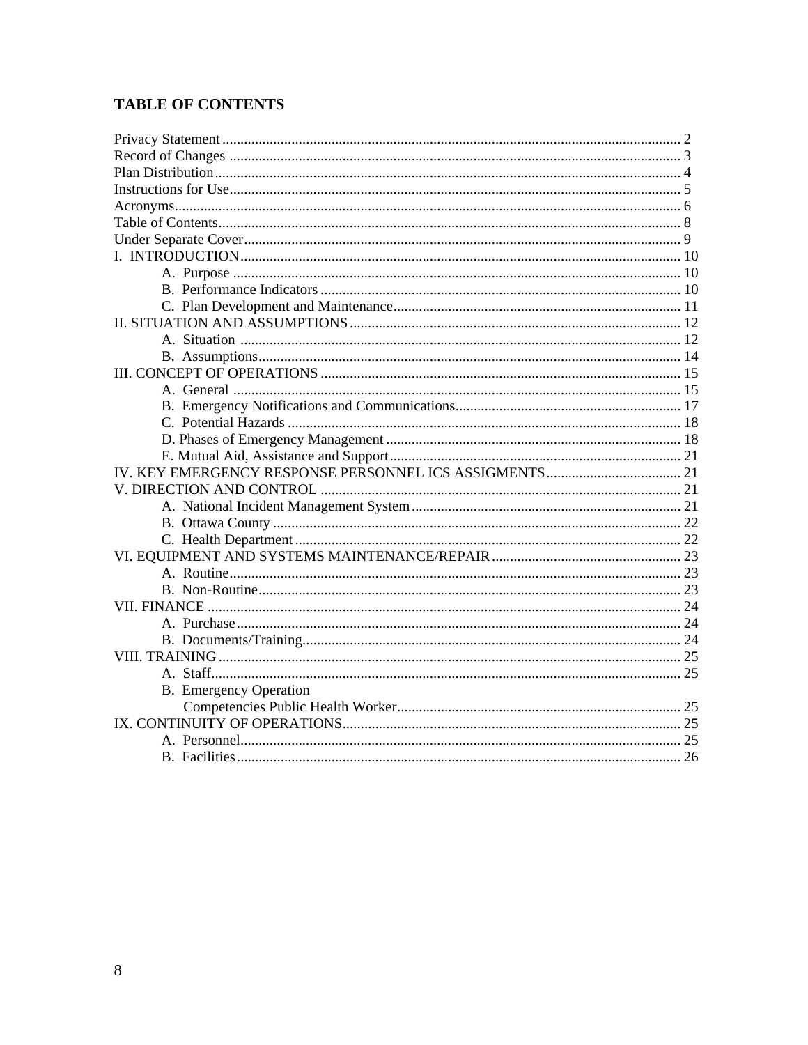## TABLE OF CONTENTS

Privacy Statement ........................................................................................................... 2
Record of Changes ......................................................................................................... 3
Plan Distribution ............................................................................................................. 4
Instructions for Use ......................................................................................................... 5
Acronyms ....................................................................................................................... 6
Table of Contents ........................................................................................................... 8
Under Separate Cover ..................................................................................................... 9
I. INTRODUCTION ...................................................................................................... 10
    A. Purpose ................................................................................................................ 10
    B. Performance Indicators ........................................................................................ 10
    C. Plan Development and Maintenance ................................................................... 11
II. SITUATION AND ASSUMPTIONS ......................................................................... 12
    A. Situation .............................................................................................................. 12
    B. Assumptions ......................................................................................................... 14
III. CONCEPT OF OPERATIONS ................................................................................ 15
    A. General ................................................................................................................ 15
    B. Emergency Notifications and Communications ................................................... 17
    C. Potential Hazards ................................................................................................. 18
    D. Phases of Emergency Management ..................................................................... 18
    E. Mutual Aid, Assistance and Support .................................................................... 21
IV. KEY EMERGENCY RESPONSE PERSONNEL ICS ASSIGMENTS ...................... 21
V. DIRECTION AND CONTROL ................................................................................. 21
    A. National Incident Management System ............................................................... 21
    B. Ottawa County ..................................................................................................... 22
    C. Health Department ............................................................................................... 22
VI. EQUIPMENT AND SYSTEMS MAINTENANCE/REPAIR .................................... 23
    A. Routine ................................................................................................................. 23
    B. Non-Routine ......................................................................................................... 23
VII. FINANCE .............................................................................................................. 24
    A. Purchase .............................................................................................................. 24
    B. Documents/Training ............................................................................................. 24
VIII. TRAINING ............................................................................................................ 25
    A. Staff ..................................................................................................................... 25
    B. Emergency Operation Competencies Public Health Worker ................................. 25
IX. CONTINUITY OF OPERATIONS ........................................................................... 25
    A. Personnel ............................................................................................................. 25
    B. Facilities ............................................................................................................... 26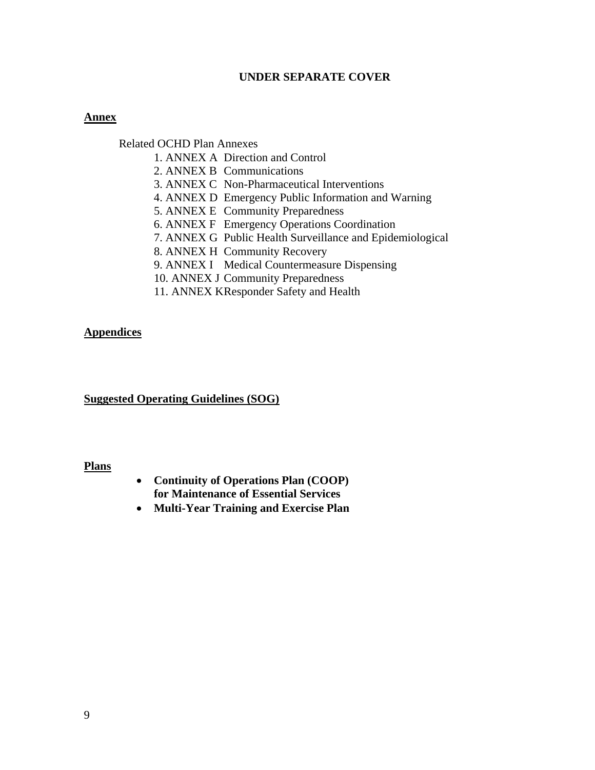**UNDER SEPARATE COVER**

**Annex**

Related OCHD Plan Annexes

1. ANNEX A Direction and Control
2. ANNEX B Communications
3. ANNEX C Non-Pharmaceutical Interventions
4. ANNEX D Emergency Public Information and Warning
5. ANNEX E Community Preparedness
6. ANNEX F Emergency Operations Coordination
7. ANNEX G Public Health Surveillance and Epidemiological
8. ANNEX H Community Recovery
9. ANNEX I Medical Countermeasure Dispensing
10. ANNEX J Community Preparedness
11. ANNEX KResponder Safety and Health

**Appendices**

**Suggested Operating Guidelines (SOG)**

**Plans**

- **Continuity of Operations Plan (COOP) for Maintenance of Essential Services**
- **Multi-Year Training and Exercise Plan**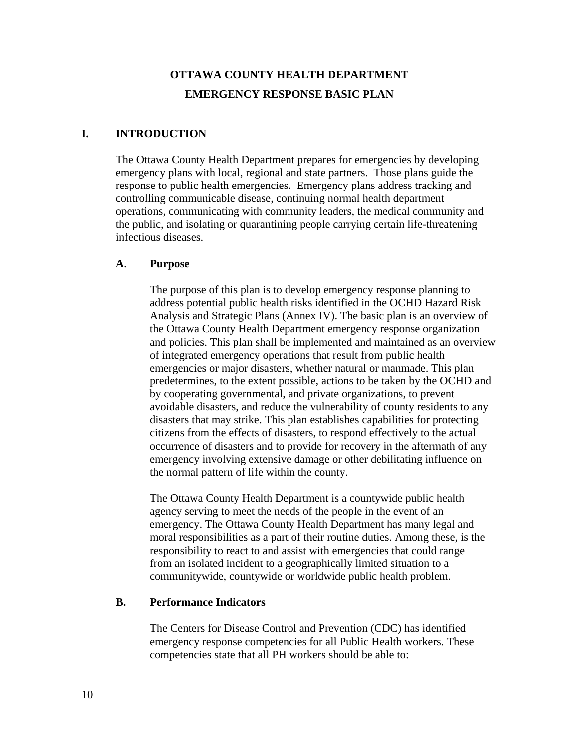# OTTAWA COUNTY HEALTH DEPARTMENT

# EMERGENCY RESPONSE BASIC PLAN

## I. INTRODUCTION

The Ottawa County Health Department prepares for emergencies by developing emergency plans with local, regional and state partners. Those plans guide the response to public health emergencies. Emergency plans address tracking and controlling communicable disease, continuing normal health department operations, communicating with community leaders, the medical community and the public, and isolating or quarantining people carrying certain life-threatening infectious diseases.

### A. Purpose

The purpose of this plan is to develop emergency response planning to address potential public health risks identified in the OCHD Hazard Risk Analysis and Strategic Plans (Annex IV). The basic plan is an overview of the Ottawa County Health Department emergency response organization and policies. This plan shall be implemented and maintained as an overview of integrated emergency operations that result from public health emergencies or major disasters, whether natural or manmade. This plan predetermines, to the extent possible, actions to be taken by the OCHD and by cooperating governmental, and private organizations, to prevent avoidable disasters, and reduce the vulnerability of county residents to any disasters that may strike. This plan establishes capabilities for protecting citizens from the effects of disasters, to respond effectively to the actual occurrence of disasters and to provide for recovery in the aftermath of any emergency involving extensive damage or other debilitating influence on the normal pattern of life within the county.

The Ottawa County Health Department is a countywide public health agency serving to meet the needs of the people in the event of an emergency. The Ottawa County Health Department has many legal and moral responsibilities as a part of their routine duties. Among these, is the responsibility to react to and assist with emergencies that could range from an isolated incident to a geographically limited situation to a communitywide, countywide or worldwide public health problem.

### B. Performance Indicators

The Centers for Disease Control and Prevention (CDC) has identified emergency response competencies for all Public Health workers. These competencies state that all PH workers should be able to: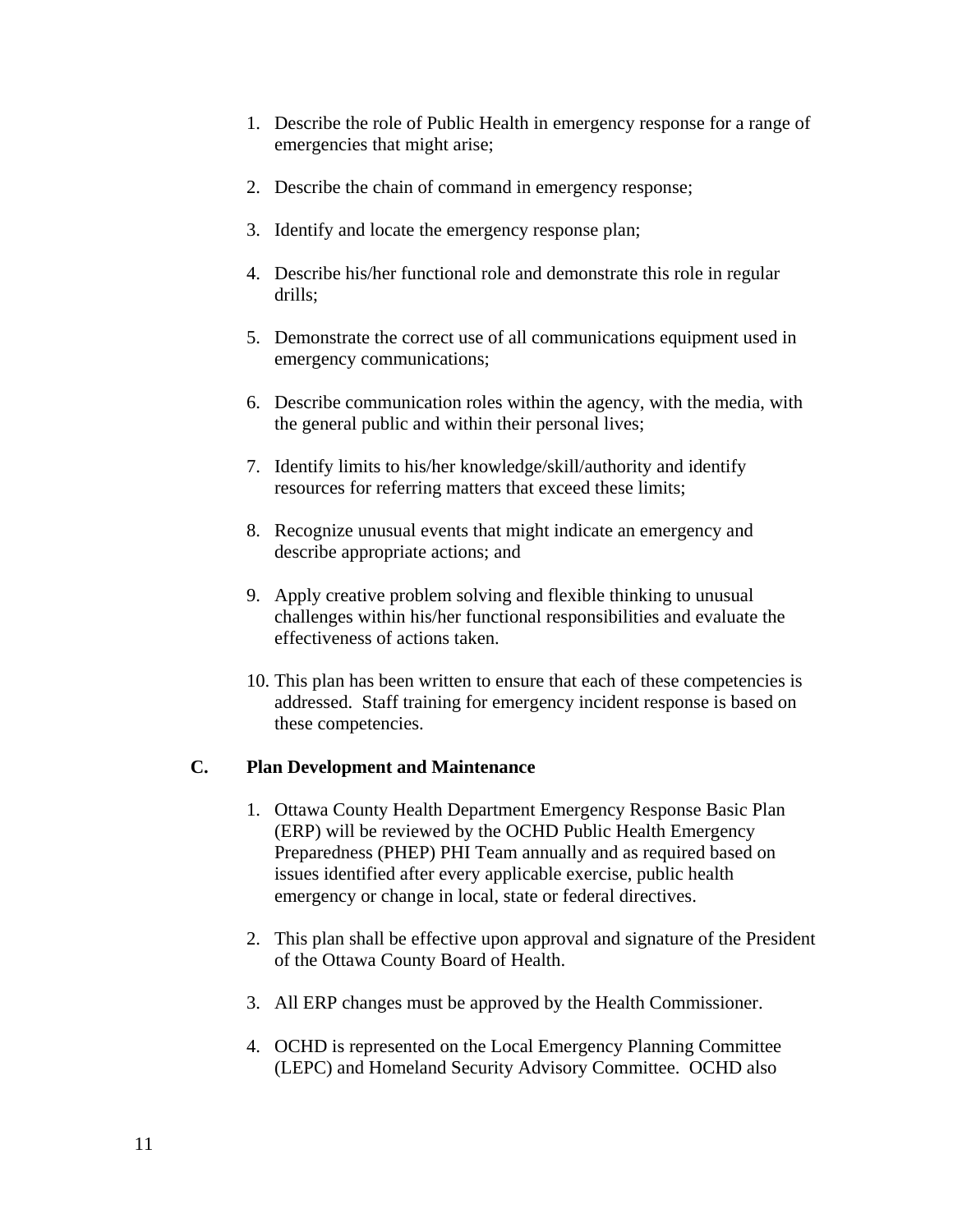1. Describe the role of Public Health in emergency response for a range of emergencies that might arise;

2. Describe the chain of command in emergency response;

3. Identify and locate the emergency response plan;

4. Describe his/her functional role and demonstrate this role in regular drills;

5. Demonstrate the correct use of all communications equipment used in emergency communications;

6. Describe communication roles within the agency, with the media, with the general public and within their personal lives;

7. Identify limits to his/her knowledge/skill/authority and identify resources for referring matters that exceed these limits;

8. Recognize unusual events that might indicate an emergency and describe appropriate actions; and

9. Apply creative problem solving and flexible thinking to unusual challenges within his/her functional responsibilities and evaluate the effectiveness of actions taken.

10. This plan has been written to ensure that each of these competencies is addressed. Staff training for emergency incident response is based on these competencies.

### C. Plan Development and Maintenance

1. Ottawa County Health Department Emergency Response Basic Plan (ERP) will be reviewed by the OCHD Public Health Emergency Preparedness (PHEP) PHI Team annually and as required based on issues identified after every applicable exercise, public health emergency or change in local, state or federal directives.

2. This plan shall be effective upon approval and signature of the President of the Ottawa County Board of Health.

3. All ERP changes must be approved by the Health Commissioner.

4. OCHD is represented on the Local Emergency Planning Committee (LEPC) and Homeland Security Advisory Committee. OCHD also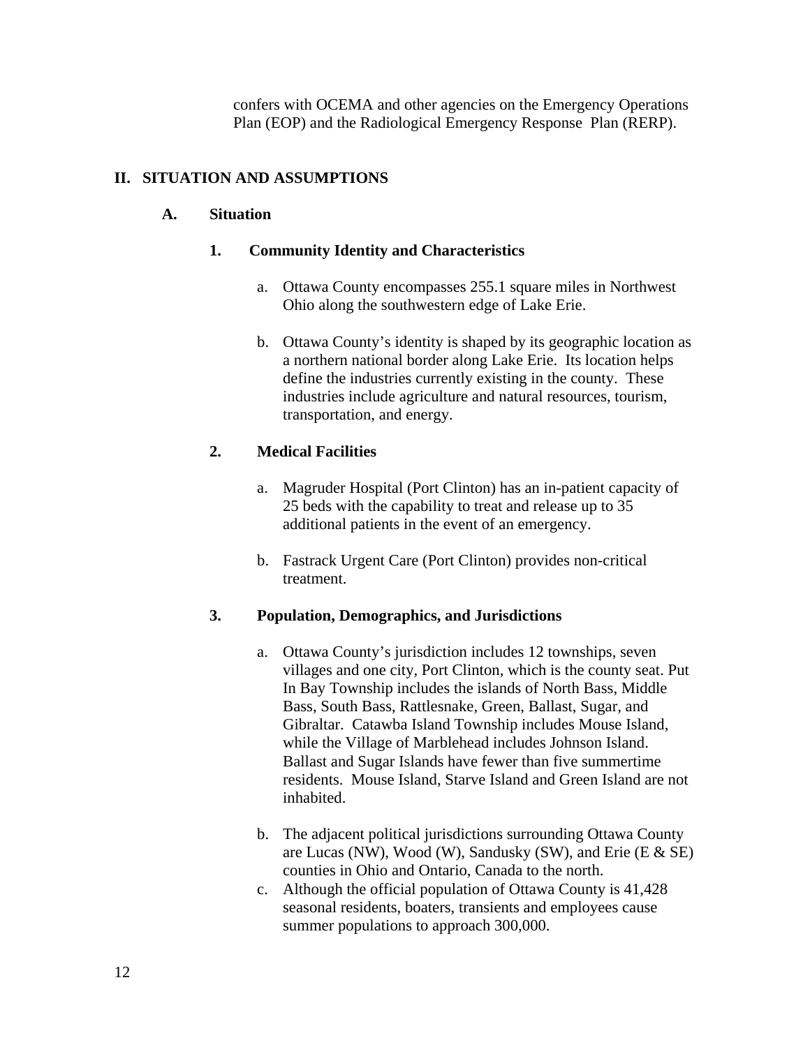confers with OCEMA and other agencies on the Emergency Operations Plan (EOP) and the Radiological Emergency Response Plan (RERP).

## II. SITUATION AND ASSUMPTIONS

### A. Situation

#### 1. Community Identity and Characteristics

a. Ottawa County encompasses 255.1 square miles in Northwest Ohio along the southwestern edge of Lake Erie.

b. Ottawa County's identity is shaped by its geographic location as a northern national border along Lake Erie. Its location helps define the industries currently existing in the county. These industries include agriculture and natural resources, tourism, transportation, and energy.

#### 2. Medical Facilities

a. Magruder Hospital (Port Clinton) has an in-patient capacity of 25 beds with the capability to treat and release up to 35 additional patients in the event of an emergency.

b. Fastrack Urgent Care (Port Clinton) provides non-critical treatment.

#### 3. Population, Demographics, and Jurisdictions

a. Ottawa County's jurisdiction includes 12 townships, seven villages and one city, Port Clinton, which is the county seat. Put In Bay Township includes the islands of North Bass, Middle Bass, South Bass, Rattlesnake, Green, Ballast, Sugar, and Gibraltar. Catawba Island Township includes Mouse Island, while the Village of Marblehead includes Johnson Island. Ballast and Sugar Islands have fewer than five summertime residents. Mouse Island, Starve Island and Green Island are not inhabited.

b. The adjacent political jurisdictions surrounding Ottawa County are Lucas (NW), Wood (W), Sandusky (SW), and Erie (E & SE) counties in Ohio and Ontario, Canada to the north.

c. Although the official population of Ottawa County is 41,428 seasonal residents, boaters, transients and employees cause summer populations to approach 300,000.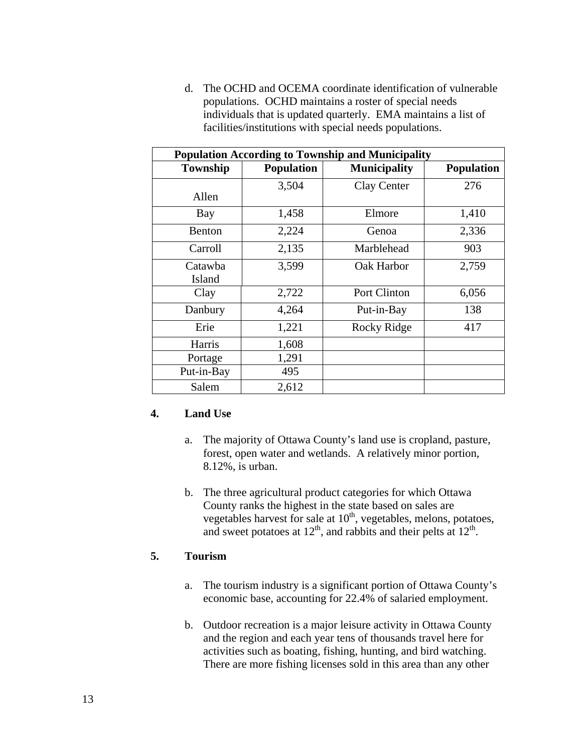d. The OCHD and OCEMA coordinate identification of vulnerable populations. OCHD maintains a roster of special needs individuals that is updated quarterly. EMA maintains a list of facilities/institutions with special needs populations.

| **Population According to Township and Municipality** | | | |
|---|---|---|---|
| **Township** | **Population** | **Municipality** | **Population** |
| Allen | 3,504 | Clay Center | 276 |
| Bay | 1,458 | Elmore | 1,410 |
| Benton | 2,224 | Genoa | 2,336 |
| Carroll | 2,135 | Marblehead | 903 |
| Catawba Island | 3,599 | Oak Harbor | 2,759 |
| Clay | 2,722 | Port Clinton | 6,056 |
| Danbury | 4,264 | Put-in-Bay | 138 |
| Erie | 1,221 | Rocky Ridge | 417 |
| Harris | 1,608 | | |
| Portage | 1,291 | | |
| Put-in-Bay | 495 | | |
| Salem | 2,612 | | |

**4. Land Use**

a. The majority of Ottawa County's land use is cropland, pasture, forest, open water and wetlands. A relatively minor portion, 8.12%, is urban.

b. The three agricultural product categories for which Ottawa County ranks the highest in the state based on sales are vegetables harvest for sale at 10th, vegetables, melons, potatoes, and sweet potatoes at 12th, and rabbits and their pelts at 12th.

**5. Tourism**

a. The tourism industry is a significant portion of Ottawa County's economic base, accounting for 22.4% of salaried employment.

b. Outdoor recreation is a major leisure activity in Ottawa County and the region and each year tens of thousands travel here for activities such as boating, fishing, hunting, and bird watching. There are more fishing licenses sold in this area than any other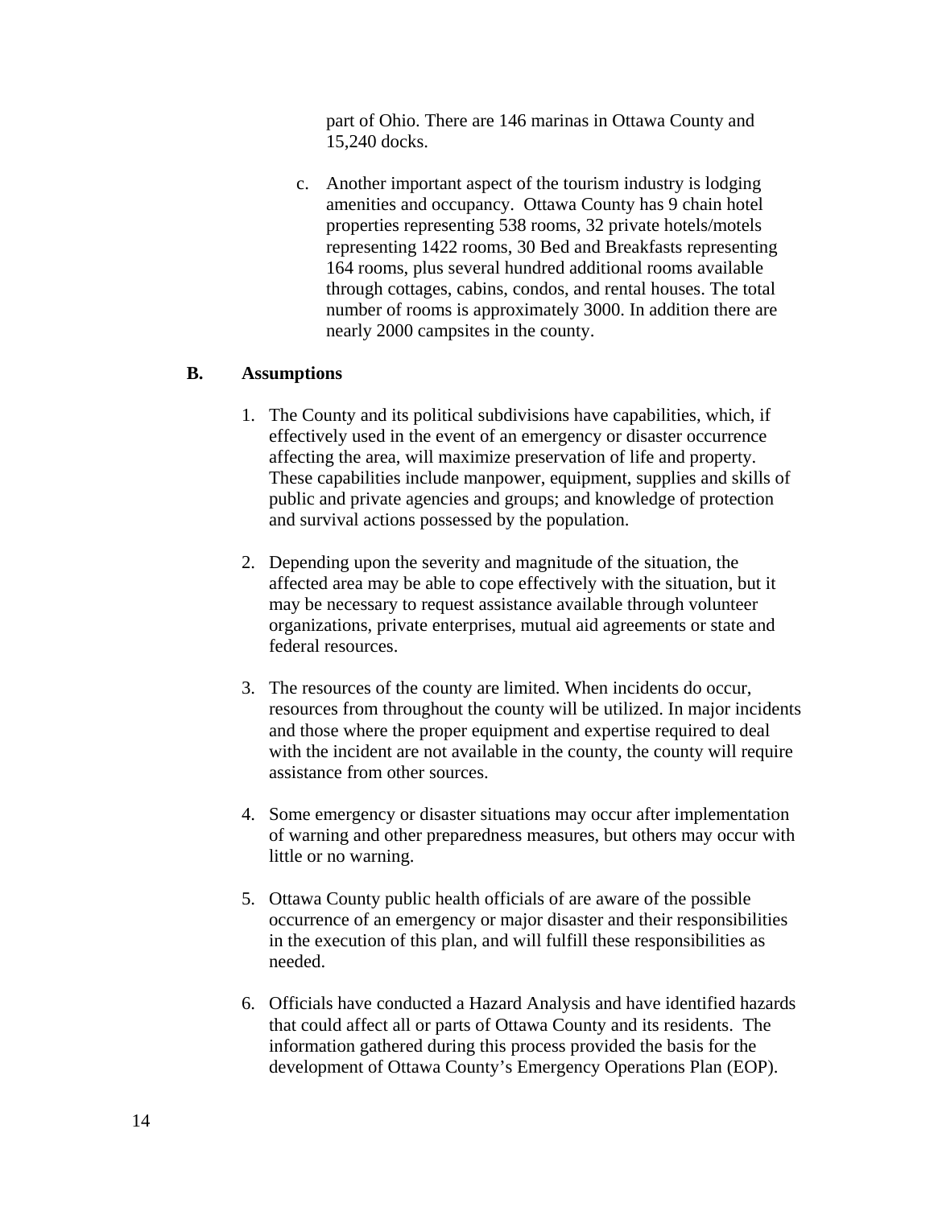part of Ohio. There are 146 marinas in Ottawa County and 15,240 docks.

c. Another important aspect of the tourism industry is lodging amenities and occupancy. Ottawa County has 9 chain hotel properties representing 538 rooms, 32 private hotels/motels representing 1422 rooms, 30 Bed and Breakfasts representing 164 rooms, plus several hundred additional rooms available through cottages, cabins, condos, and rental houses. The total number of rooms is approximately 3000. In addition there are nearly 2000 campsites in the county.

## B. Assumptions

1. The County and its political subdivisions have capabilities, which, if effectively used in the event of an emergency or disaster occurrence affecting the area, will maximize preservation of life and property. These capabilities include manpower, equipment, supplies and skills of public and private agencies and groups; and knowledge of protection and survival actions possessed by the population.

2. Depending upon the severity and magnitude of the situation, the affected area may be able to cope effectively with the situation, but it may be necessary to request assistance available through volunteer organizations, private enterprises, mutual aid agreements or state and federal resources.

3. The resources of the county are limited. When incidents do occur, resources from throughout the county will be utilized. In major incidents and those where the proper equipment and expertise required to deal with the incident are not available in the county, the county will require assistance from other sources.

4. Some emergency or disaster situations may occur after implementation of warning and other preparedness measures, but others may occur with little or no warning.

5. Ottawa County public health officials of are aware of the possible occurrence of an emergency or major disaster and their responsibilities in the execution of this plan, and will fulfill these responsibilities as needed.

6. Officials have conducted a Hazard Analysis and have identified hazards that could affect all or parts of Ottawa County and its residents. The information gathered during this process provided the basis for the development of Ottawa County's Emergency Operations Plan (EOP).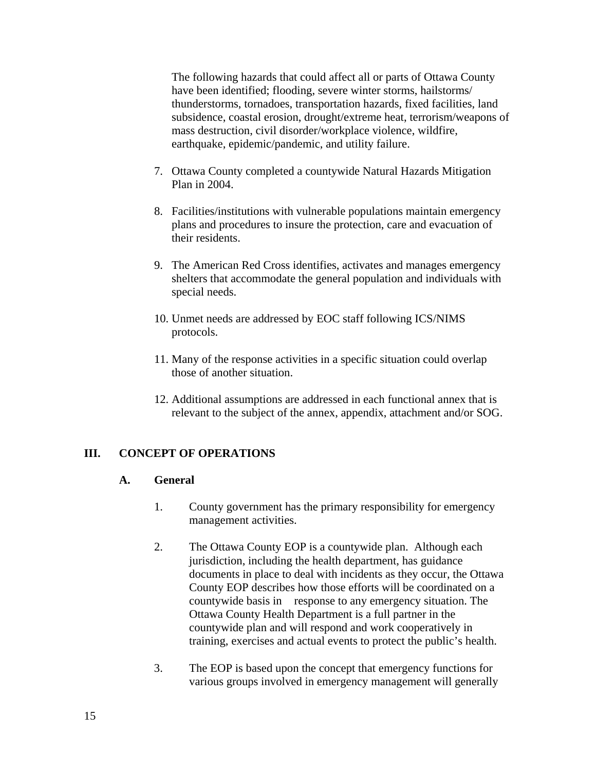The following hazards that could affect all or parts of Ottawa County have been identified; flooding, severe winter storms, hailstorms/ thunderstorms, tornadoes, transportation hazards, fixed facilities, land subsidence, coastal erosion, drought/extreme heat, terrorism/weapons of mass destruction, civil disorder/workplace violence, wildfire, earthquake, epidemic/pandemic, and utility failure.

7. Ottawa County completed a countywide Natural Hazards Mitigation Plan in 2004.

8. Facilities/institutions with vulnerable populations maintain emergency plans and procedures to insure the protection, care and evacuation of their residents.

9. The American Red Cross identifies, activates and manages emergency shelters that accommodate the general population and individuals with special needs.

10. Unmet needs are addressed by EOC staff following ICS/NIMS protocols.

11. Many of the response activities in a specific situation could overlap those of another situation.

12. Additional assumptions are addressed in each functional annex that is relevant to the subject of the annex, appendix, attachment and/or SOG.

## III. CONCEPT OF OPERATIONS

### A. General

1. County government has the primary responsibility for emergency management activities.

2. The Ottawa County EOP is a countywide plan. Although each jurisdiction, including the health department, has guidance documents in place to deal with incidents as they occur, the Ottawa County EOP describes how those efforts will be coordinated on a countywide basis in response to any emergency situation. The Ottawa County Health Department is a full partner in the countywide plan and will respond and work cooperatively in training, exercises and actual events to protect the public's health.

3. The EOP is based upon the concept that emergency functions for various groups involved in emergency management will generally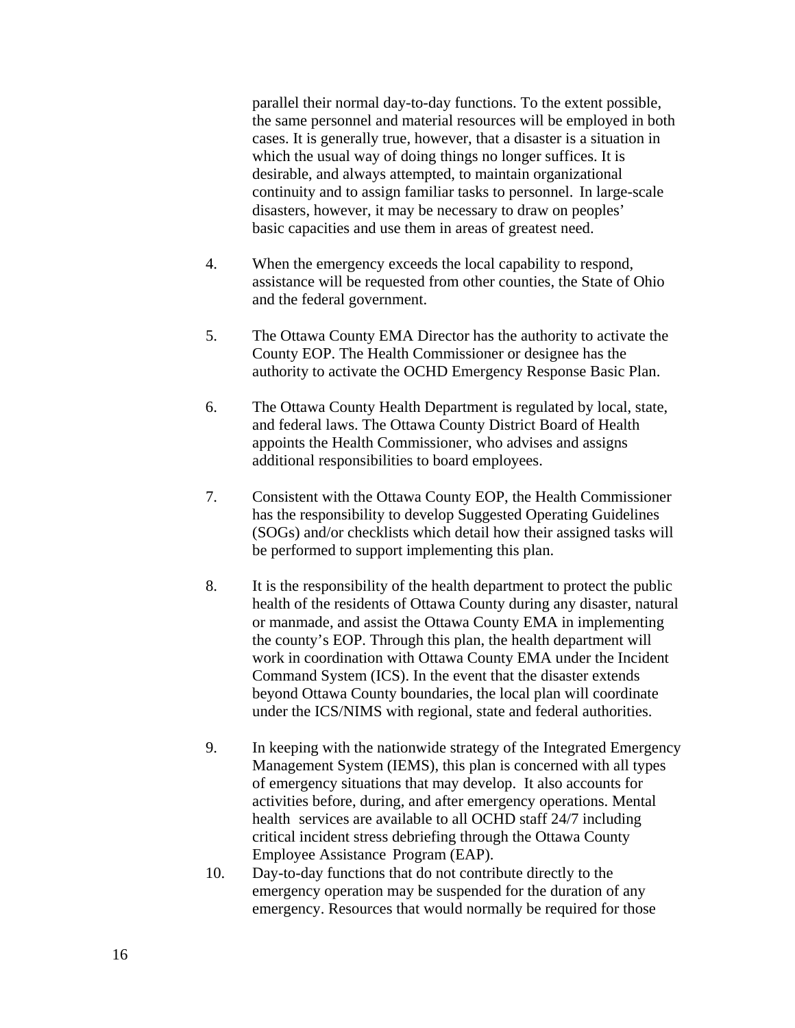parallel their normal day-to-day functions. To the extent possible, the same personnel and material resources will be employed in both cases. It is generally true, however, that a disaster is a situation in which the usual way of doing things no longer suffices. It is desirable, and always attempted, to maintain organizational continuity and to assign familiar tasks to personnel. In large-scale disasters, however, it may be necessary to draw on peoples' basic capacities and use them in areas of greatest need.

4. When the emergency exceeds the local capability to respond, assistance will be requested from other counties, the State of Ohio and the federal government.

5. The Ottawa County EMA Director has the authority to activate the County EOP. The Health Commissioner or designee has the authority to activate the OCHD Emergency Response Basic Plan.

6. The Ottawa County Health Department is regulated by local, state, and federal laws. The Ottawa County District Board of Health appoints the Health Commissioner, who advises and assigns additional responsibilities to board employees.

7. Consistent with the Ottawa County EOP, the Health Commissioner has the responsibility to develop Suggested Operating Guidelines (SOGs) and/or checklists which detail how their assigned tasks will be performed to support implementing this plan.

8. It is the responsibility of the health department to protect the public health of the residents of Ottawa County during any disaster, natural or manmade, and assist the Ottawa County EMA in implementing the county's EOP. Through this plan, the health department will work in coordination with Ottawa County EMA under the Incident Command System (ICS). In the event that the disaster extends beyond Ottawa County boundaries, the local plan will coordinate under the ICS/NIMS with regional, state and federal authorities.

9. In keeping with the nationwide strategy of the Integrated Emergency Management System (IEMS), this plan is concerned with all types of emergency situations that may develop. It also accounts for activities before, during, and after emergency operations. Mental health services are available to all OCHD staff 24/7 including critical incident stress debriefing through the Ottawa County Employee Assistance Program (EAP).

10. Day-to-day functions that do not contribute directly to the emergency operation may be suspended for the duration of any emergency. Resources that would normally be required for those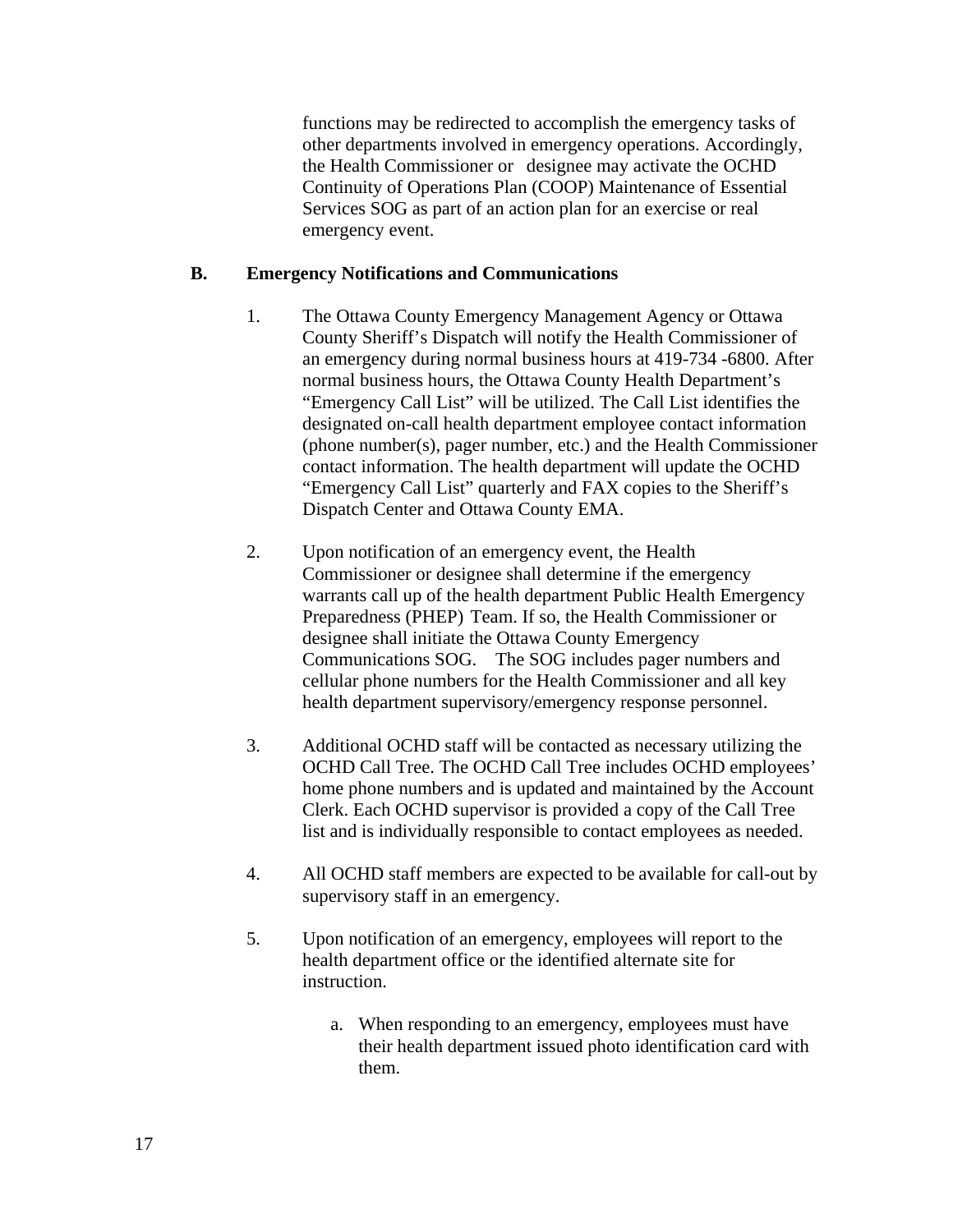functions may be redirected to accomplish the emergency tasks of other departments involved in emergency operations. Accordingly, the Health Commissioner or designee may activate the OCHD Continuity of Operations Plan (COOP) Maintenance of Essential Services SOG as part of an action plan for an exercise or real emergency event.

## B. Emergency Notifications and Communications

1. The Ottawa County Emergency Management Agency or Ottawa County Sheriff's Dispatch will notify the Health Commissioner of an emergency during normal business hours at 419-734 -6800. After normal business hours, the Ottawa County Health Department's "Emergency Call List" will be utilized. The Call List identifies the designated on-call health department employee contact information (phone number(s), pager number, etc.) and the Health Commissioner contact information. The health department will update the OCHD "Emergency Call List" quarterly and FAX copies to the Sheriff's Dispatch Center and Ottawa County EMA.

2. Upon notification of an emergency event, the Health Commissioner or designee shall determine if the emergency warrants call up of the health department Public Health Emergency Preparedness (PHEP) Team. If so, the Health Commissioner or designee shall initiate the Ottawa County Emergency Communications SOG. The SOG includes pager numbers and cellular phone numbers for the Health Commissioner and all key health department supervisory/emergency response personnel.

3. Additional OCHD staff will be contacted as necessary utilizing the OCHD Call Tree. The OCHD Call Tree includes OCHD employees' home phone numbers and is updated and maintained by the Account Clerk. Each OCHD supervisor is provided a copy of the Call Tree list and is individually responsible to contact employees as needed.

4. All OCHD staff members are expected to be available for call-out by supervisory staff in an emergency.

5. Upon notification of an emergency, employees will report to the health department office or the identified alternate site for instruction.

   a. When responding to an emergency, employees must have their health department issued photo identification card with them.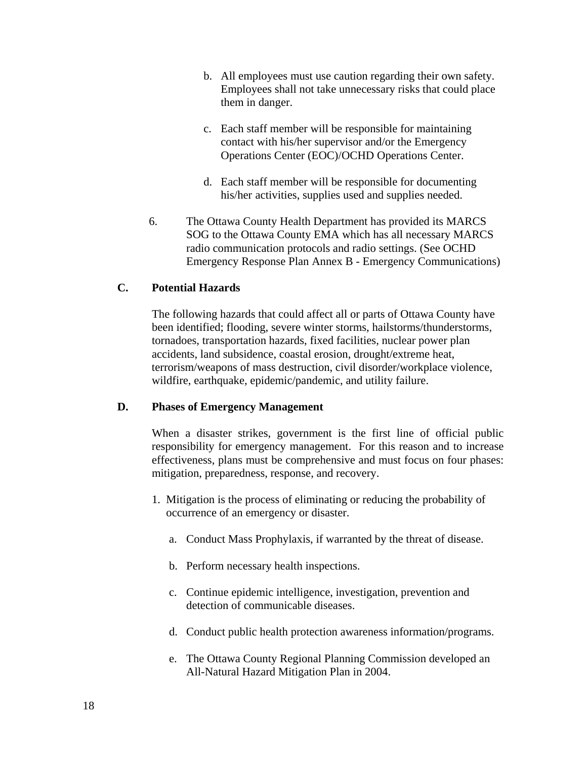b. All employees must use caution regarding their own safety. Employees shall not take unnecessary risks that could place them in danger.

c. Each staff member will be responsible for maintaining contact with his/her supervisor and/or the Emergency Operations Center (EOC)/OCHD Operations Center.

d. Each staff member will be responsible for documenting his/her activities, supplies used and supplies needed.

6. The Ottawa County Health Department has provided its MARCS SOG to the Ottawa County EMA which has all necessary MARCS radio communication protocols and radio settings. (See OCHD Emergency Response Plan Annex B - Emergency Communications)

**C. Potential Hazards**

The following hazards that could affect all or parts of Ottawa County have been identified; flooding, severe winter storms, hailstorms/thunderstorms, tornadoes, transportation hazards, fixed facilities, nuclear power plan accidents, land subsidence, coastal erosion, drought/extreme heat, terrorism/weapons of mass destruction, civil disorder/workplace violence, wildfire, earthquake, epidemic/pandemic, and utility failure.

**D. Phases of Emergency Management**

When a disaster strikes, government is the first line of official public responsibility for emergency management. For this reason and to increase effectiveness, plans must be comprehensive and must focus on four phases: mitigation, preparedness, response, and recovery.

1. Mitigation is the process of eliminating or reducing the probability of occurrence of an emergency or disaster.

   a. Conduct Mass Prophylaxis, if warranted by the threat of disease.

   b. Perform necessary health inspections.

   c. Continue epidemic intelligence, investigation, prevention and detection of communicable diseases.

   d. Conduct public health protection awareness information/programs.

   e. The Ottawa County Regional Planning Commission developed an All-Natural Hazard Mitigation Plan in 2004.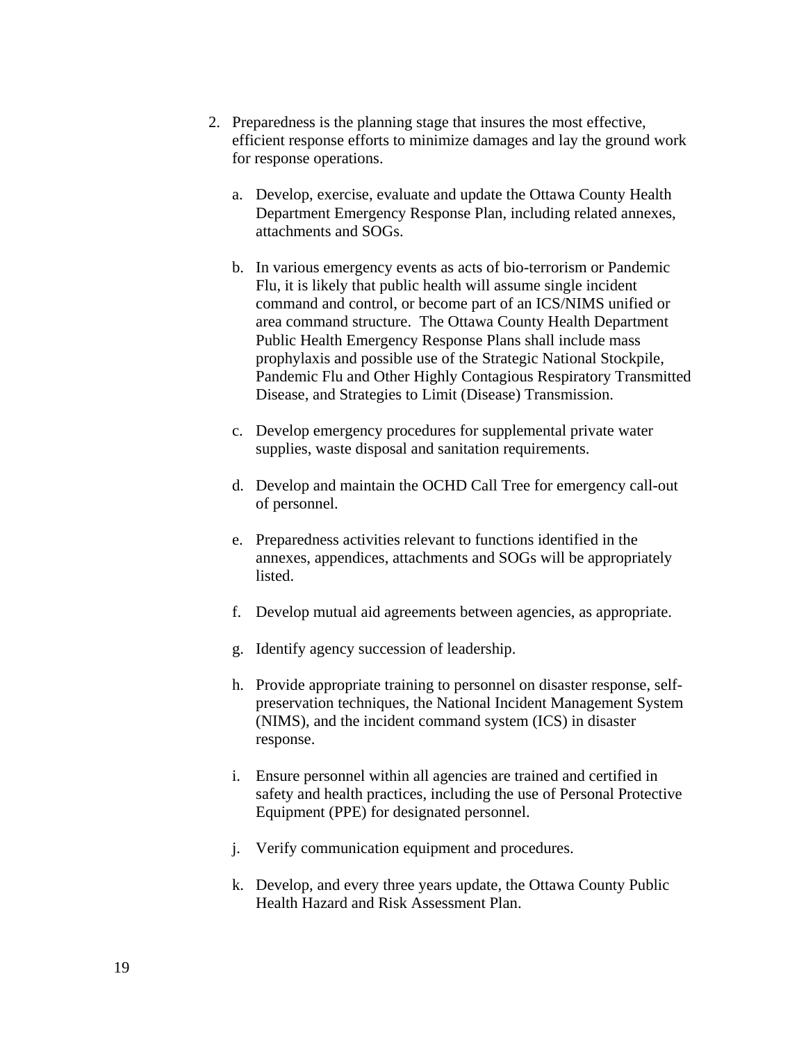2. Preparedness is the planning stage that insures the most effective, efficient response efforts to minimize damages and lay the ground work for response operations.

   a. Develop, exercise, evaluate and update the Ottawa County Health Department Emergency Response Plan, including related annexes, attachments and SOGs.

   b. In various emergency events as acts of bio-terrorism or Pandemic Flu, it is likely that public health will assume single incident command and control, or become part of an ICS/NIMS unified or area command structure. The Ottawa County Health Department Public Health Emergency Response Plans shall include mass prophylaxis and possible use of the Strategic National Stockpile, Pandemic Flu and Other Highly Contagious Respiratory Transmitted Disease, and Strategies to Limit (Disease) Transmission.

   c. Develop emergency procedures for supplemental private water supplies, waste disposal and sanitation requirements.

   d. Develop and maintain the OCHD Call Tree for emergency call-out of personnel.

   e. Preparedness activities relevant to functions identified in the annexes, appendices, attachments and SOGs will be appropriately listed.

   f. Develop mutual aid agreements between agencies, as appropriate.

   g. Identify agency succession of leadership.

   h. Provide appropriate training to personnel on disaster response, self-preservation techniques, the National Incident Management System (NIMS), and the incident command system (ICS) in disaster response.

   i. Ensure personnel within all agencies are trained and certified in safety and health practices, including the use of Personal Protective Equipment (PPE) for designated personnel.

   j. Verify communication equipment and procedures.

   k. Develop, and every three years update, the Ottawa County Public Health Hazard and Risk Assessment Plan.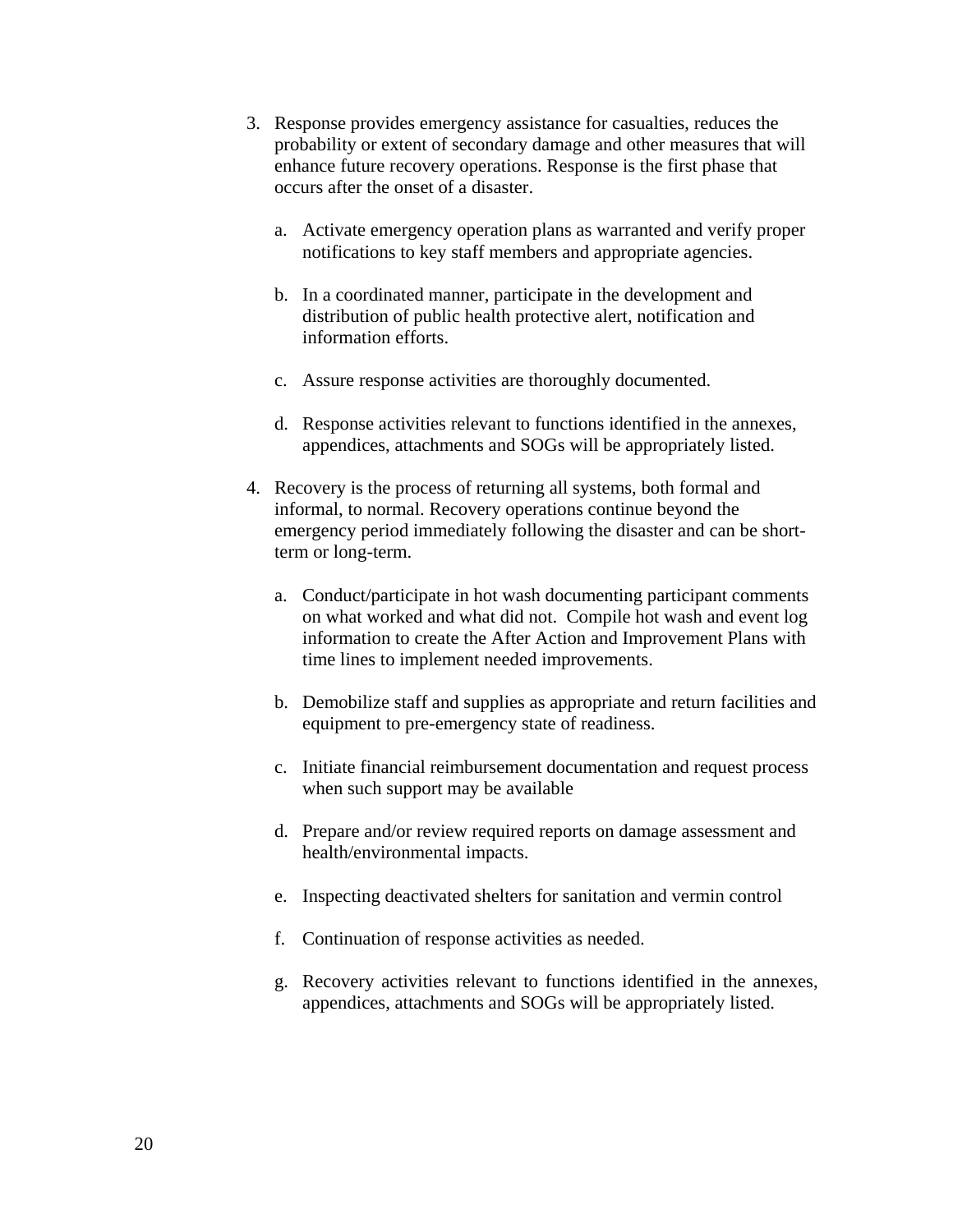3. Response provides emergency assistance for casualties, reduces the probability or extent of secondary damage and other measures that will enhance future recovery operations. Response is the first phase that occurs after the onset of a disaster.

   a. Activate emergency operation plans as warranted and verify proper notifications to key staff members and appropriate agencies.

   b. In a coordinated manner, participate in the development and distribution of public health protective alert, notification and information efforts.

   c. Assure response activities are thoroughly documented.

   d. Response activities relevant to functions identified in the annexes, appendices, attachments and SOGs will be appropriately listed.

4. Recovery is the process of returning all systems, both formal and informal, to normal. Recovery operations continue beyond the emergency period immediately following the disaster and can be short-term or long-term.

   a. Conduct/participate in hot wash documenting participant comments on what worked and what did not. Compile hot wash and event log information to create the After Action and Improvement Plans with time lines to implement needed improvements.

   b. Demobilize staff and supplies as appropriate and return facilities and equipment to pre-emergency state of readiness.

   c. Initiate financial reimbursement documentation and request process when such support may be available

   d. Prepare and/or review required reports on damage assessment and health/environmental impacts.

   e. Inspecting deactivated shelters for sanitation and vermin control

   f. Continuation of response activities as needed.

   g. Recovery activities relevant to functions identified in the annexes, appendices, attachments and SOGs will be appropriately listed.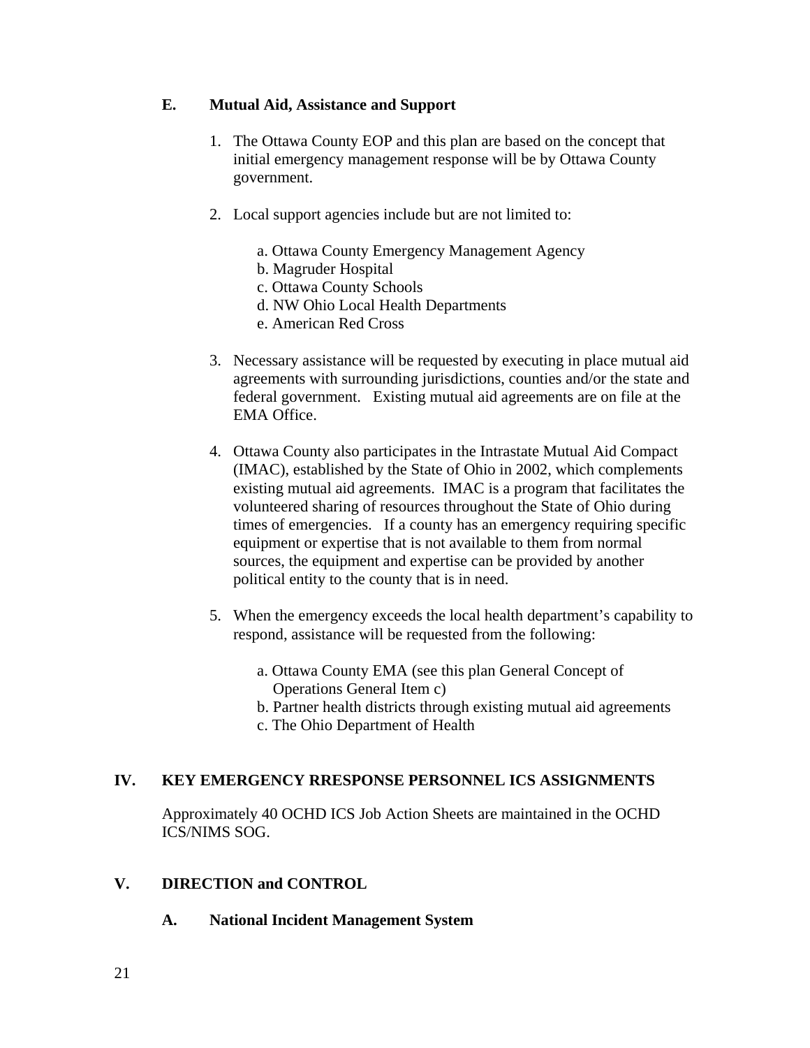### E. Mutual Aid, Assistance and Support

1. The Ottawa County EOP and this plan are based on the concept that initial emergency management response will be by Ottawa County government.

2. Local support agencies include but are not limited to:

   a. Ottawa County Emergency Management Agency
   b. Magruder Hospital
   c. Ottawa County Schools
   d. NW Ohio Local Health Departments
   e. American Red Cross

3. Necessary assistance will be requested by executing in place mutual aid agreements with surrounding jurisdictions, counties and/or the state and federal government. Existing mutual aid agreements are on file at the EMA Office.

4. Ottawa County also participates in the Intrastate Mutual Aid Compact (IMAC), established by the State of Ohio in 2002, which complements existing mutual aid agreements. IMAC is a program that facilitates the volunteered sharing of resources throughout the State of Ohio during times of emergencies. If a county has an emergency requiring specific equipment or expertise that is not available to them from normal sources, the equipment and expertise can be provided by another political entity to the county that is in need.

5. When the emergency exceeds the local health department's capability to respond, assistance will be requested from the following:

   a. Ottawa County EMA (see this plan General Concept of Operations General Item c)
   b. Partner health districts through existing mutual aid agreements
   c. The Ohio Department of Health

## IV. KEY EMERGENCY RRESPONSE PERSONNEL ICS ASSIGNMENTS

Approximately 40 OCHD ICS Job Action Sheets are maintained in the OCHD ICS/NIMS SOG.

## V. DIRECTION and CONTROL

### A. National Incident Management System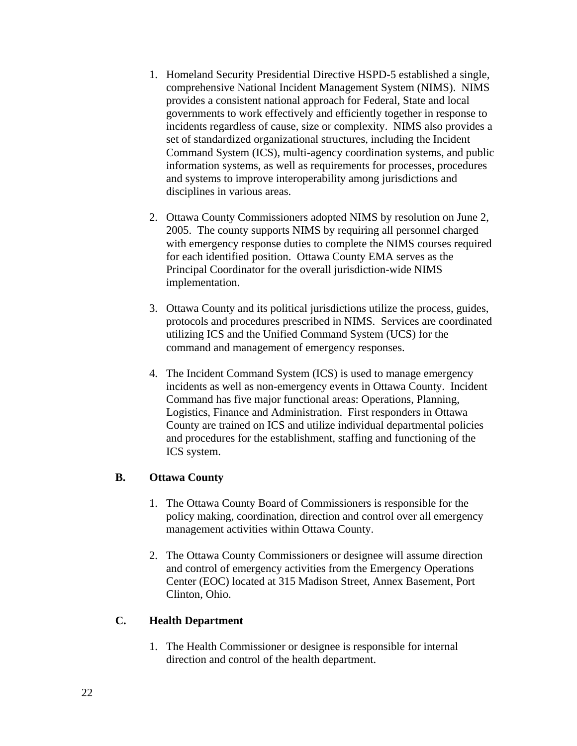1. Homeland Security Presidential Directive HSPD-5 established a single, comprehensive National Incident Management System (NIMS). NIMS provides a consistent national approach for Federal, State and local governments to work effectively and efficiently together in response to incidents regardless of cause, size or complexity. NIMS also provides a set of standardized organizational structures, including the Incident Command System (ICS), multi-agency coordination systems, and public information systems, as well as requirements for processes, procedures and systems to improve interoperability among jurisdictions and disciplines in various areas.

2. Ottawa County Commissioners adopted NIMS by resolution on June 2, 2005. The county supports NIMS by requiring all personnel charged with emergency response duties to complete the NIMS courses required for each identified position. Ottawa County EMA serves as the Principal Coordinator for the overall jurisdiction-wide NIMS implementation.

3. Ottawa County and its political jurisdictions utilize the process, guides, protocols and procedures prescribed in NIMS. Services are coordinated utilizing ICS and the Unified Command System (UCS) for the command and management of emergency responses.

4. The Incident Command System (ICS) is used to manage emergency incidents as well as non-emergency events in Ottawa County. Incident Command has five major functional areas: Operations, Planning, Logistics, Finance and Administration. First responders in Ottawa County are trained on ICS and utilize individual departmental policies and procedures for the establishment, staffing and functioning of the ICS system.

## B. Ottawa County

1. The Ottawa County Board of Commissioners is responsible for the policy making, coordination, direction and control over all emergency management activities within Ottawa County.

2. The Ottawa County Commissioners or designee will assume direction and control of emergency activities from the Emergency Operations Center (EOC) located at 315 Madison Street, Annex Basement, Port Clinton, Ohio.

## C. Health Department

1. The Health Commissioner or designee is responsible for internal direction and control of the health department.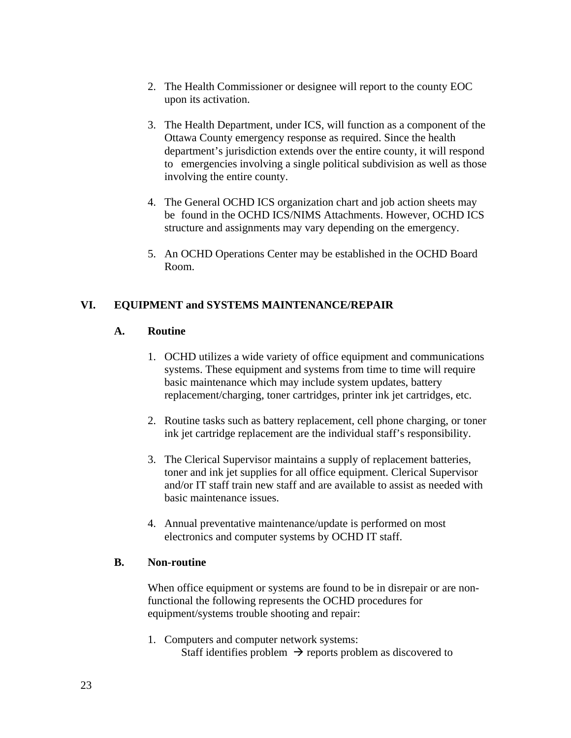2. The Health Commissioner or designee will report to the county EOC upon its activation.

3. The Health Department, under ICS, will function as a component of the Ottawa County emergency response as required. Since the health department's jurisdiction extends over the entire county, it will respond to emergencies involving a single political subdivision as well as those involving the entire county.

4. The General OCHD ICS organization chart and job action sheets may be found in the OCHD ICS/NIMS Attachments. However, OCHD ICS structure and assignments may vary depending on the emergency.

5. An OCHD Operations Center may be established in the OCHD Board Room.

## VI. EQUIPMENT and SYSTEMS MAINTENANCE/REPAIR

### A. Routine

1. OCHD utilizes a wide variety of office equipment and communications systems. These equipment and systems from time to time will require basic maintenance which may include system updates, battery replacement/charging, toner cartridges, printer ink jet cartridges, etc.

2. Routine tasks such as battery replacement, cell phone charging, or toner ink jet cartridge replacement are the individual staff's responsibility.

3. The Clerical Supervisor maintains a supply of replacement batteries, toner and ink jet supplies for all office equipment. Clerical Supervisor and/or IT staff train new staff and are available to assist as needed with basic maintenance issues.

4. Annual preventative maintenance/update is performed on most electronics and computer systems by OCHD IT staff.

### B. Non-routine

When office equipment or systems are found to be in disrepair or are non-functional the following represents the OCHD procedures for equipment/systems trouble shooting and repair:

1. Computers and computer network systems:
   Staff identifies problem → reports problem as discovered to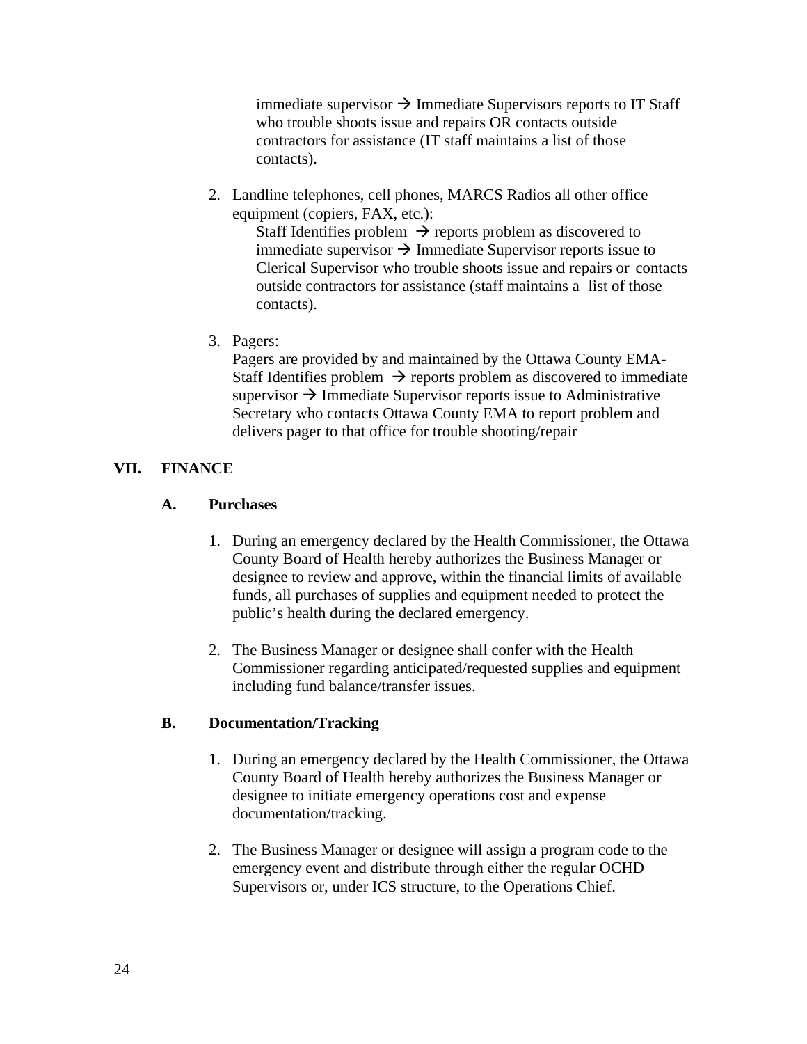immediate supervisor → Immediate Supervisors reports to IT Staff who trouble shoots issue and repairs OR contacts outside contractors for assistance (IT staff maintains a list of those contacts).

2. Landline telephones, cell phones, MARCS Radios all other office equipment (copiers, FAX, etc.):
   Staff Identifies problem → reports problem as discovered to immediate supervisor → Immediate Supervisor reports issue to Clerical Supervisor who trouble shoots issue and repairs or contacts outside contractors for assistance (staff maintains a list of those contacts).

3. Pagers:
   Pagers are provided by and maintained by the Ottawa County EMA- Staff Identifies problem → reports problem as discovered to immediate supervisor → Immediate Supervisor reports issue to Administrative Secretary who contacts Ottawa County EMA to report problem and delivers pager to that office for trouble shooting/repair

## VII. FINANCE

### A. Purchases

1. During an emergency declared by the Health Commissioner, the Ottawa County Board of Health hereby authorizes the Business Manager or designee to review and approve, within the financial limits of available funds, all purchases of supplies and equipment needed to protect the public's health during the declared emergency.

2. The Business Manager or designee shall confer with the Health Commissioner regarding anticipated/requested supplies and equipment including fund balance/transfer issues.

### B. Documentation/Tracking

1. During an emergency declared by the Health Commissioner, the Ottawa County Board of Health hereby authorizes the Business Manager or designee to initiate emergency operations cost and expense documentation/tracking.

2. The Business Manager or designee will assign a program code to the emergency event and distribute through either the regular OCHD Supervisors or, under ICS structure, to the Operations Chief.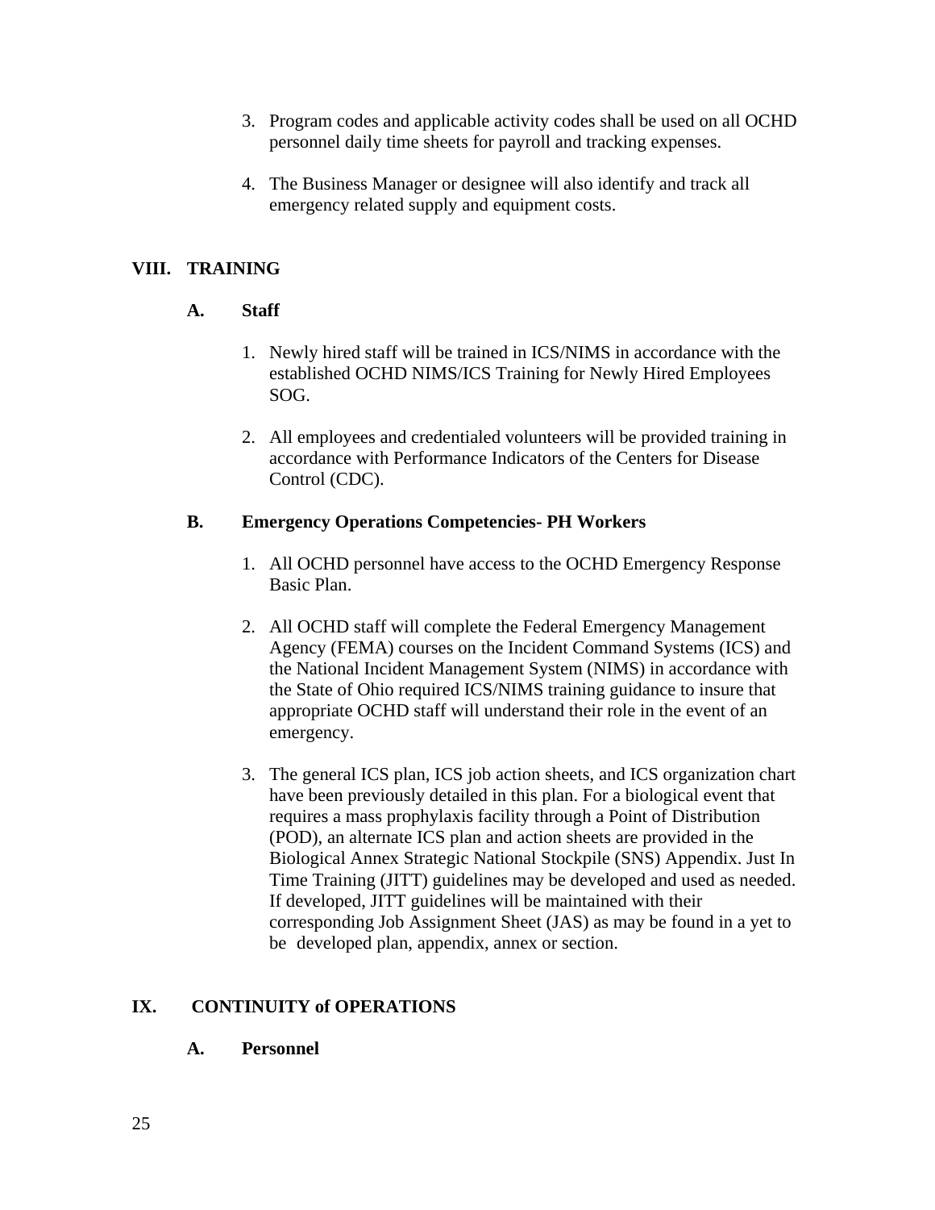3. Program codes and applicable activity codes shall be used on all OCHD personnel daily time sheets for payroll and tracking expenses.

4. The Business Manager or designee will also identify and track all emergency related supply and equipment costs.

## VIII. TRAINING

### A. Staff

1. Newly hired staff will be trained in ICS/NIMS in accordance with the established OCHD NIMS/ICS Training for Newly Hired Employees SOG.

2. All employees and credentialed volunteers will be provided training in accordance with Performance Indicators of the Centers for Disease Control (CDC).

### B. Emergency Operations Competencies- PH Workers

1. All OCHD personnel have access to the OCHD Emergency Response Basic Plan.

2. All OCHD staff will complete the Federal Emergency Management Agency (FEMA) courses on the Incident Command Systems (ICS) and the National Incident Management System (NIMS) in accordance with the State of Ohio required ICS/NIMS training guidance to insure that appropriate OCHD staff will understand their role in the event of an emergency.

3. The general ICS plan, ICS job action sheets, and ICS organization chart have been previously detailed in this plan. For a biological event that requires a mass prophylaxis facility through a Point of Distribution (POD), an alternate ICS plan and action sheets are provided in the Biological Annex Strategic National Stockpile (SNS) Appendix. Just In Time Training (JITT) guidelines may be developed and used as needed. If developed, JITT guidelines will be maintained with their corresponding Job Assignment Sheet (JAS) as may be found in a yet to be developed plan, appendix, annex or section.

## IX. CONTINUITY of OPERATIONS

### A. Personnel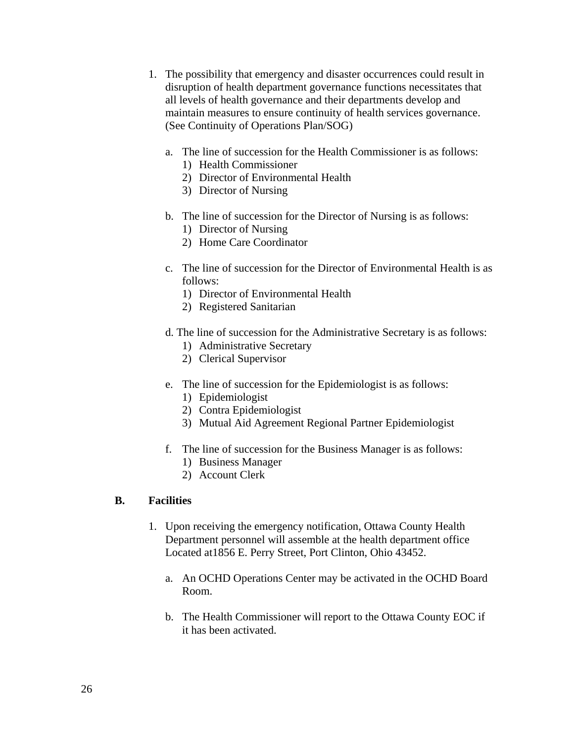1. The possibility that emergency and disaster occurrences could result in disruption of health department governance functions necessitates that all levels of health governance and their departments develop and maintain measures to ensure continuity of health services governance. (See Continuity of Operations Plan/SOG)

   a. The line of succession for the Health Commissioner is as follows:
      1) Health Commissioner
      2) Director of Environmental Health
      3) Director of Nursing

   b. The line of succession for the Director of Nursing is as follows:
      1) Director of Nursing
      2) Home Care Coordinator

   c. The line of succession for the Director of Environmental Health is as follows:
      1) Director of Environmental Health
      2) Registered Sanitarian

   d. The line of succession for the Administrative Secretary is as follows:
      1) Administrative Secretary
      2) Clerical Supervisor

   e. The line of succession for the Epidemiologist is as follows:
      1) Epidemiologist
      2) Contra Epidemiologist
      3) Mutual Aid Agreement Regional Partner Epidemiologist

   f. The line of succession for the Business Manager is as follows:
      1) Business Manager
      2) Account Clerk

**B. Facilities**

1. Upon receiving the emergency notification, Ottawa County Health Department personnel will assemble at the health department office Located at1856 E. Perry Street, Port Clinton, Ohio 43452.

   a. An OCHD Operations Center may be activated in the OCHD Board Room.

   b. The Health Commissioner will report to the Ottawa County EOC if it has been activated.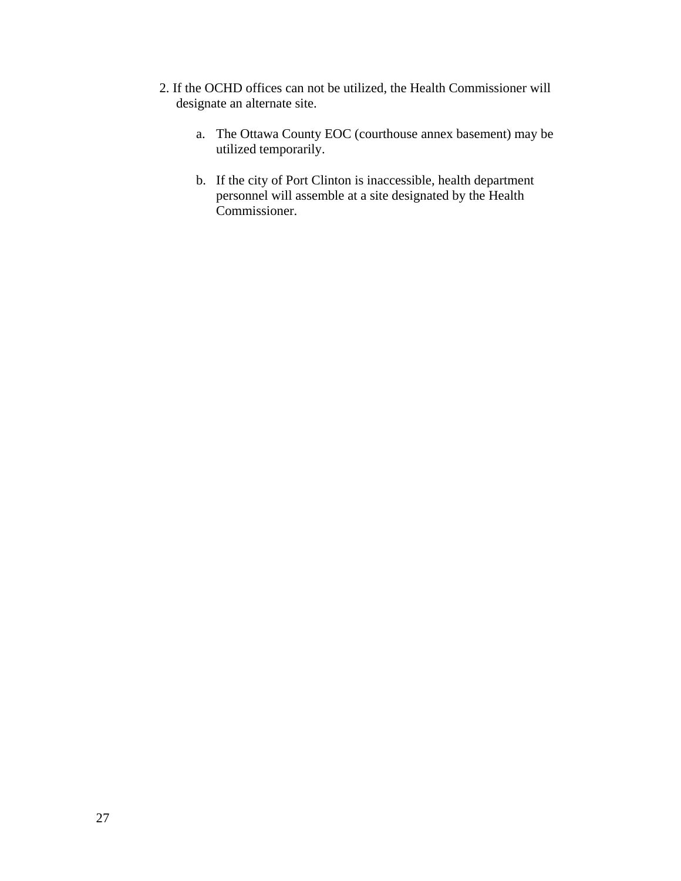2. If the OCHD offices can not be utilized, the Health Commissioner will designate an alternate site.

    a. The Ottawa County EOC (courthouse annex basement) may be utilized temporarily.

    b. If the city of Port Clinton is inaccessible, health department personnel will assemble at a site designated by the Health Commissioner.